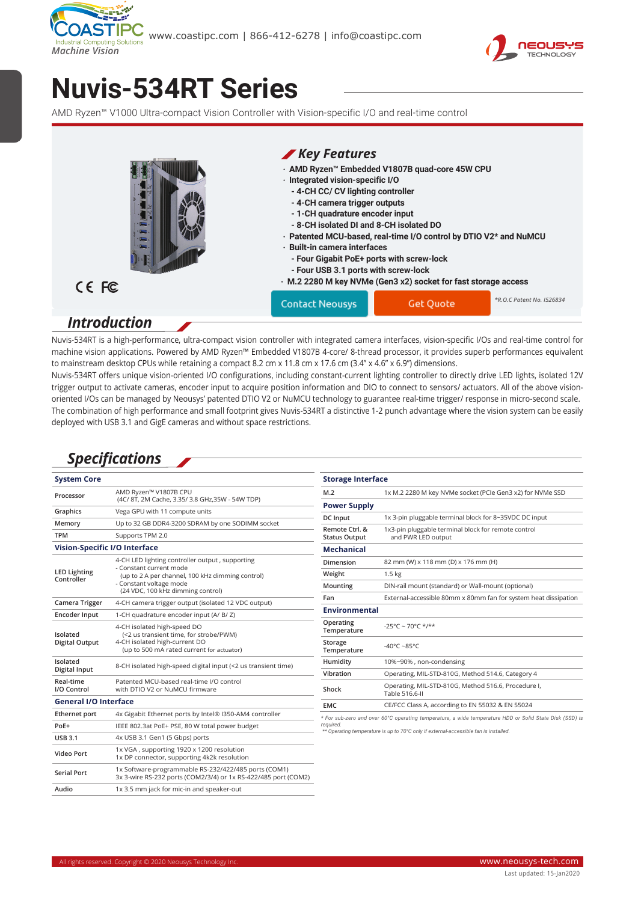Machine Vision

www.coastipc.com | 866-412-6278 | info@coastipc.com

# Nuvis-534RT Series

AMD Ryzen™ V1000 Ultra-compact Vision Controller with Vision-specific I/O and real-time control

## Key Features

- **AMD Ryzen™ Embedded V1807B quad-core 45W CPU**
- **Integrated vision-specific I/O**
  - **4-CH CC/ CV lighting controller**
  - **4-CH camera trigger outputs**
  - **1-CH quadrature encoder input**
  - **8-CH isolated DI and 8-CH isolated DO**
- **Patented MCU-based, real-time I/O control by DTIO V2* and NuMCU**
- **Built-in camera interfaces**
  - **Four Gigabit PoE+ ports with screw-lock**
  - **Four USB 3.1 ports with screw-lock**
- **M.2 2280 M key NVMe (Gen3 x2) socket for fast storage access**

Contact Neousys | Get Quote

*R.O.C Patent No. I526834

## Introduction

Nuvis-534RT is a high-performance, ultra-compact vision controller with integrated camera interfaces, vision-specific I/Os and real-time control for machine vision applications. Powered by AMD Ryzen™ Embedded V1807B 4-core/ 8-thread processor, it provides superb performances equivalent to mainstream desktop CPUs while retaining a compact 8.2 cm x 11.8 cm x 17.6 cm (3.4" x 4.6" x 6.9") dimensions.

Nuvis-534RT offers unique vision-oriented I/O configurations, including constant-current lighting controller to directly drive LED lights, isolated 12V trigger output to activate cameras, encoder input to acquire position information and DIO to connect to sensors/ actuators. All of the above vision-oriented I/Os can be managed by Neousys' patented DTIO V2 or NuMCU technology to guarantee real-time trigger/ response in micro-second scale. The combination of high performance and small footprint gives Nuvis-534RT a distinctive 1-2 punch advantage where the vision system can be easily deployed with USB 3.1 and GigE cameras and without space restrictions.

## Specifications

| **System Core** | |
|---|---|
| Processor | AMD Ryzen™ V1807B CPU (4C/ 8T, 2M Cache, 3.35/ 3.8 GHz,35W - 54W TDP) |
| Graphics | Vega GPU with 11 compute units |
| Memory | Up to 32 GB DDR4-3200 SDRAM by one SODIMM socket |
| TPM | Supports TPM 2.0 |
| **Vision-Specific I/O Interface** | |
| LED Lighting Controller | 4-CH LED lighting controller output , supporting<br>- Constant current mode<br>(up to 2 A per channel, 100 kHz dimming control)<br>- Constant voltage mode<br>(24 VDC, 100 kHz dimming control) |
| Camera Trigger | 4-CH camera trigger output (isolated 12 VDC output) |
| Encoder Input | 1-CH quadrature encoder input (A/ B/ Z) |
| Isolated Digital Output | 4-CH isolated high-speed DO<br>(<2 us transient time, for strobe/PWM)<br>4-CH isolated high-current DO<br>(up to 500 mA rated current for actuator) |
| Isolated Digital Input | 8-CH isolated high-speed digital input (<2 us transient time) |
| Real-time I/O Control | Patented MCU-based real-time I/O control with DTIO V2 or NuMCU firmware |
| **General I/O Interface** | |
| Ethernet port | 4x Gigabit Ethernet ports by Intel® I350-AM4 controller |
| PoE+ | IEEE 802.3at PoE+ PSE, 80 W total power budget |
| USB 3.1 | 4x USB 3.1 Gen1 (5 Gbps) ports |
| Video Port | 1x VGA , supporting 1920 x 1200 resolution<br>1x DP connector, supporting 4k2k resolution |
| Serial Port | 1x Software-programmable RS-232/422/485 ports (COM1)<br>3x 3-wire RS-232 ports (COM2/3/4) or 1x RS-422/485 port (COM2) |
| Audio | 1x 3.5 mm jack for mic-in and speaker-out |

| **Storage Interface** | |
|---|---|
| M.2 | 1x M.2 2280 M key NVMe socket (PCIe Gen3 x2) for NVMe SSD |
| **Power Supply** | |
| DC Input | 1x 3-pin pluggable terminal block for 8~35VDC DC input |
| Remote Ctrl. & Status Output | 1x3-pin pluggable terminal block for remote control and PWR LED output |
| **Mechanical** | |
| Dimension | 82 mm (W) x 118 mm (D) x 176 mm (H) |
| Weight | 1.5 kg |
| Mounting | DIN-rail mount (standard) or Wall-mount (optional) |
| Fan | External-accessible 80mm x 80mm fan for system heat dissipation |
| **Environmental** | |
| Operating Temperature | -25°C ~ 70°C */** |
| Storage Temperature | -40°C ~85°C |
| Humidity | 10%~90% , non-condensing |
| Vibration | Operating, MIL-STD-810G, Method 514.6, Category 4 |
| Shock | Operating, MIL-STD-810G, Method 516.6, Procedure I, Table 516.6-II |
| EMC | CE/FCC Class A, according to EN 55032 & EN 55024 |

*\* For sub-zero and over 60°C operating temperature, a wide temperature HDD or Solid State Disk (SSD) is required.*
*\*\* Operating temperature is up to 70°C only if external-accessible fan is installed.*

All rights reserved. Copyright © 2020 Neousys Technology Inc. | www.neousys-tech.com

Last updated: 15-Jan2020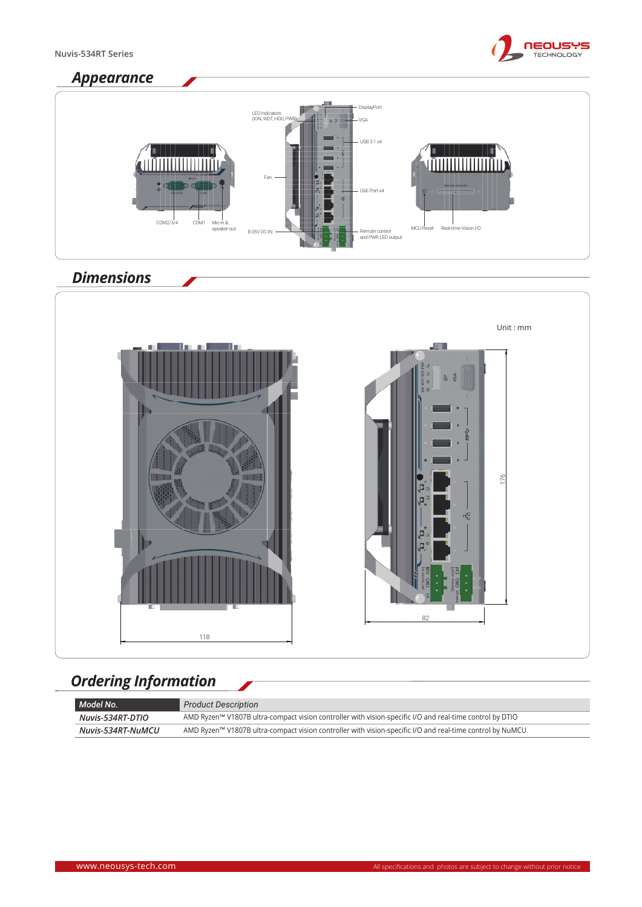## Appearance

LED Indicators
(IGN, WDT, HDD, PWR)

DisplayPort

VGA

USB 3.1 x4

Fan

GbE Port x4

8-35V DC-IN

Remote control
and PWR LED output

COM2/3/4

COM1

Mic-in &
speaker-out

MCU Reset

Real-time Vision I/O

## Dimensions

Unit : mm

118

82

176

## Ordering Information

| Model No. | Product Description |
|---|---|
| *Nuvis-534RT-DTIO* | AMD Ryzen™ V1807B ultra-compact vision controller with vision-specific I/O and real-time control by DTIO |
| *Nuvis-534RT-NuMCU* | AMD Ryzen™ V1807B ultra-compact vision controller with vision-specific I/O and real-time control by NuMCU |

www.neousys-tech.com

All specifications and photos are subject to change without prior notice